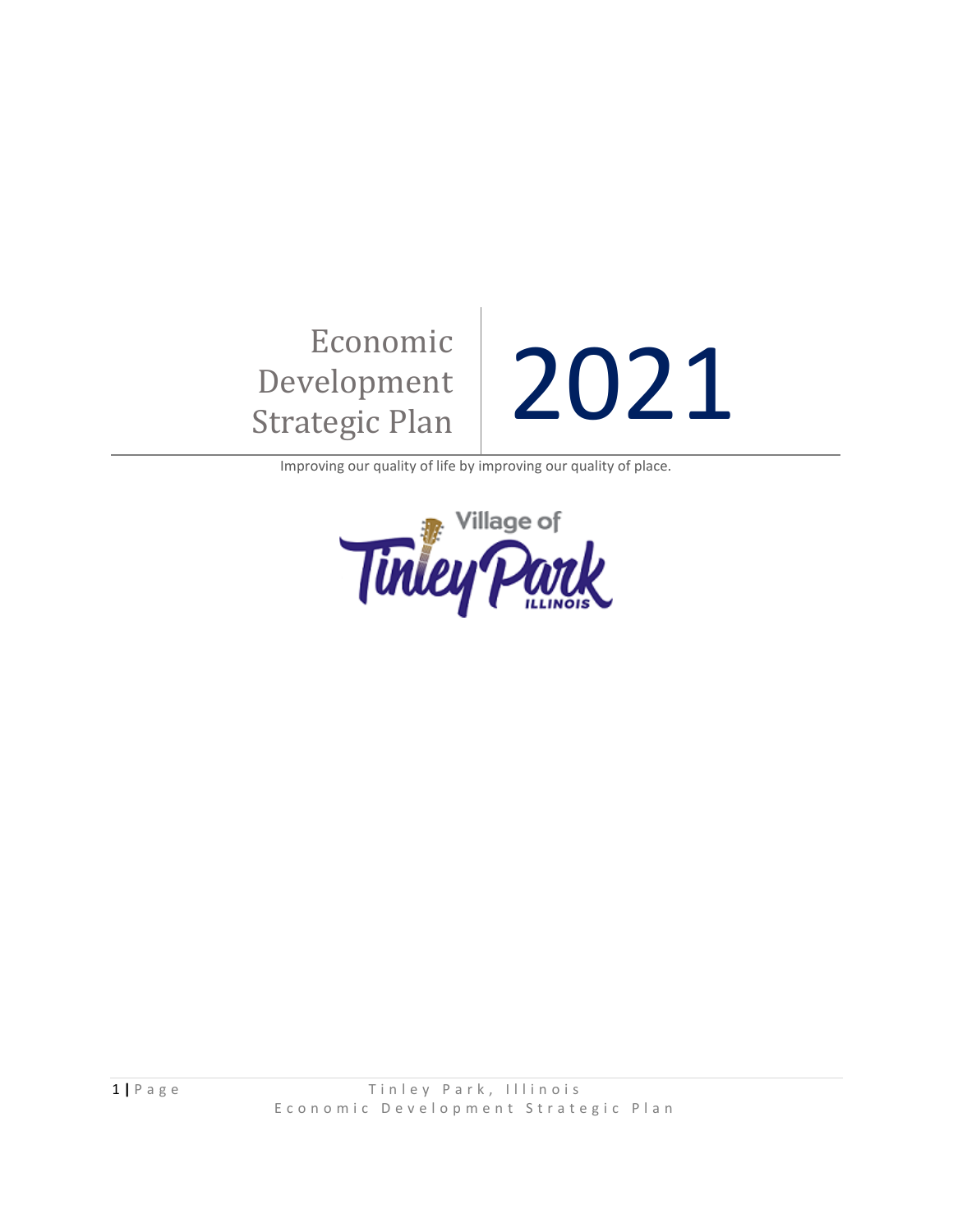# Economic Development Strategic Plan 2021

Improving our quality of life by improving our quality of place.

Village of Tinley Park ILLINOIS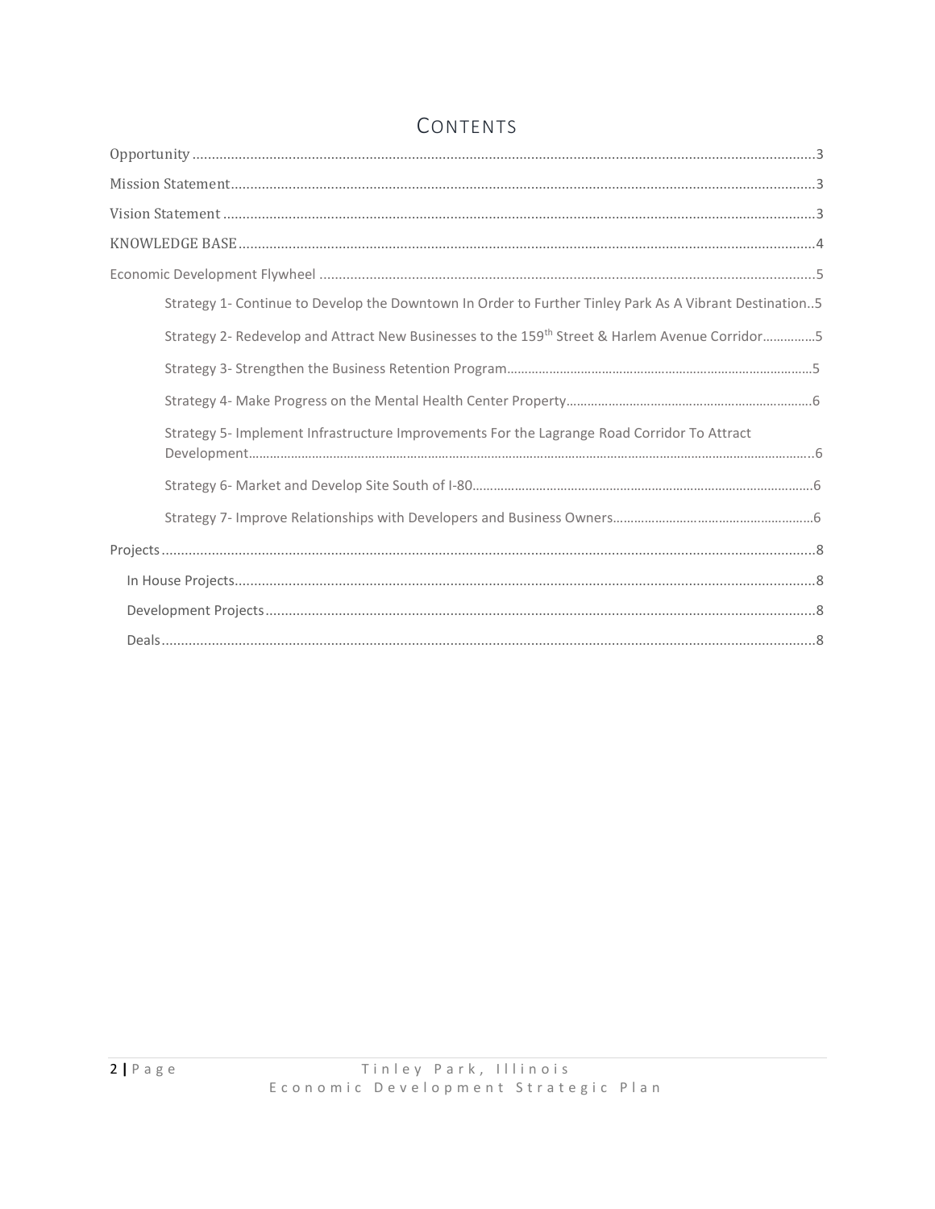# Contents

- Opportunity ....... 3
- Mission Statement ....... 3
- Vision Statement ....... 3
- KNOWLEDGE BASE ....... 4
- Economic Development Flywheel ....... 5
  - Strategy 1- Continue to Develop the Downtown In Order to Further Tinley Park As A Vibrant Destination..5
  - Strategy 2- Redevelop and Attract New Businesses to the 159th Street & Harlem Avenue Corridor ....... 5
  - Strategy 3- Strengthen the Business Retention Program ....... 5
  - Strategy 4- Make Progress on the Mental Health Center Property ....... 6
  - Strategy 5- Implement Infrastructure Improvements For the Lagrange Road Corridor To Attract Development ....... 6
  - Strategy 6- Market and Develop Site South of I-80 ....... 6
  - Strategy 7- Improve Relationships with Developers and Business Owners ....... 6
- Projects ....... 8
  - In House Projects ....... 8
  - Development Projects ....... 8
  - Deals ....... 8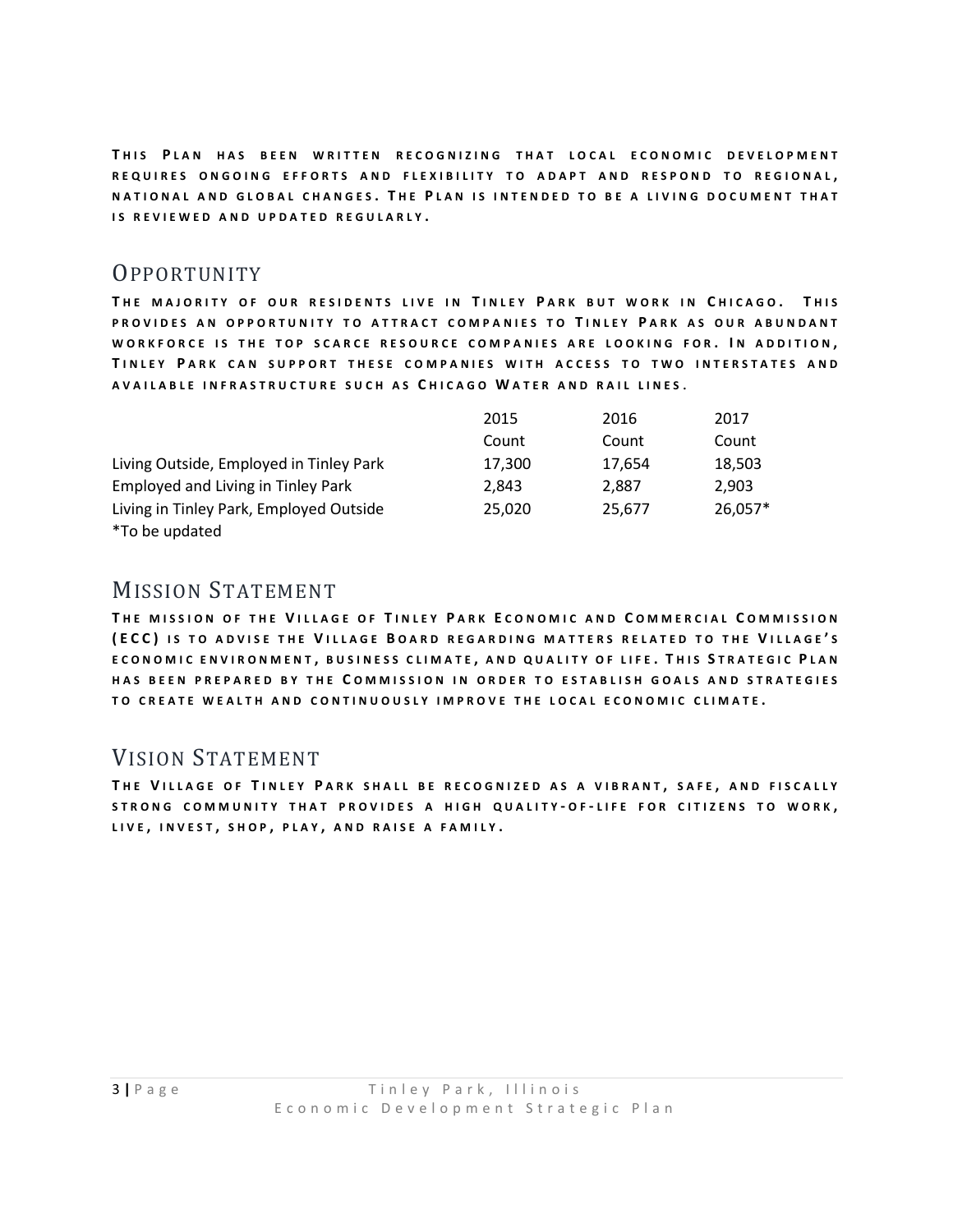**This Plan has been written recognizing that local economic development requires ongoing efforts and flexibility to adapt and respond to regional, national and global changes. The Plan is intended to be a living document that is reviewed and updated regularly.**

## Opportunity

**The majority of our residents live in Tinley Park but work in Chicago. This provides an opportunity to attract companies to Tinley Park as our abundant workforce is the top scarce resource companies are looking for. In addition, Tinley Park can support these companies with access to two interstates and available infrastructure such as Chicago Water and rail lines.**

| | 2015 Count | 2016 Count | 2017 Count |
|---|---|---|---|
| Living Outside, Employed in Tinley Park | 17,300 | 17,654 | 18,503 |
| Employed and Living in Tinley Park | 2,843 | 2,887 | 2,903 |
| Living in Tinley Park, Employed Outside | 25,020 | 25,677 | 26,057* |

*To be updated

## Mission Statement

**The mission of the Village of Tinley Park Economic and Commercial Commission (ECC) is to advise the Village Board regarding matters related to the Village's economic environment, business climate, and quality of life. This Strategic Plan has been prepared by the Commission in order to establish goals and strategies to create wealth and continuously improve the local economic climate.**

## Vision Statement

**The Village of Tinley Park shall be recognized as a vibrant, safe, and fiscally strong community that provides a high quality-of-life for citizens to work, live, invest, shop, play, and raise a family.**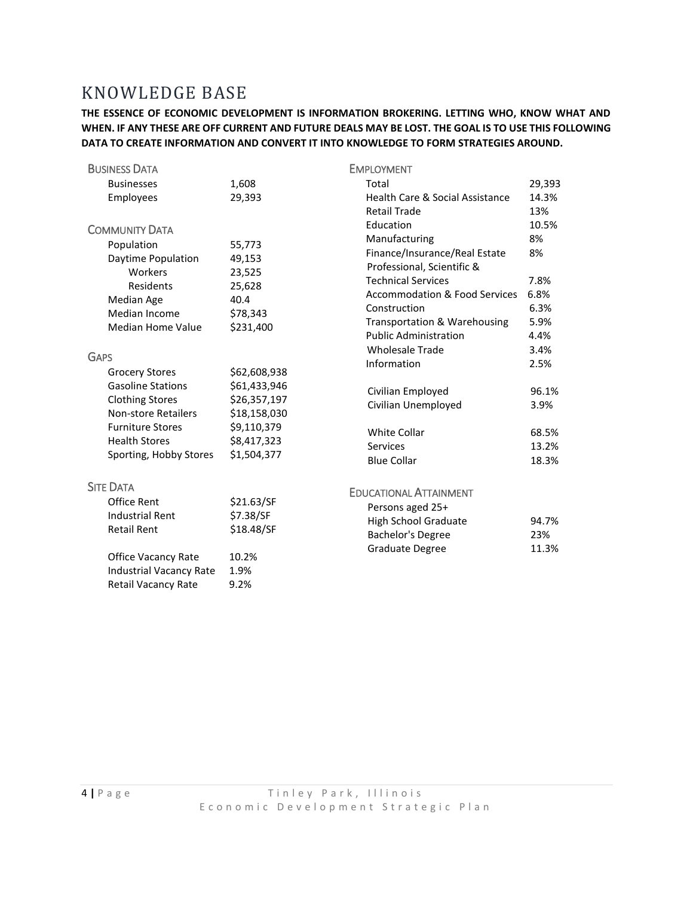# KNOWLEDGE BASE

**THE ESSENCE OF ECONOMIC DEVELOPMENT IS INFORMATION BROKERING. LETTING WHO, KNOW WHAT AND WHEN. IF ANY THESE ARE OFF CURRENT AND FUTURE DEALS MAY BE LOST. THE GOAL IS TO USE THIS FOLLOWING DATA TO CREATE INFORMATION AND CONVERT IT INTO KNOWLEDGE TO FORM STRATEGIES AROUND.**

## Business Data

| | |
|---|---|
| Businesses | 1,608 |
| Employees | 29,393 |

## Community Data

| | |
|---|---|
| Population | 55,773 |
| Daytime Population | 49,153 |
| Workers | 23,525 |
| Residents | 25,628 |
| Median Age | 40.4 |
| Median Income | $78,343 |
| Median Home Value | $231,400 |

## Gaps

| | |
|---|---|
| Grocery Stores | $62,608,938 |
| Gasoline Stations | $61,433,946 |
| Clothing Stores | $26,357,197 |
| Non-store Retailers | $18,158,030 |
| Furniture Stores | $9,110,379 |
| Health Stores | $8,417,323 |
| Sporting, Hobby Stores | $1,504,377 |

## Site Data

| | |
|---|---|
| Office Rent | $21.63/SF |
| Industrial Rent | $7.38/SF |
| Retail Rent | $18.48/SF |
| Office Vacancy Rate | 10.2% |
| Industrial Vacancy Rate | 1.9% |
| Retail Vacancy Rate | 9.2% |

## Employment

| | |
|---|---|
| Total | 29,393 |
| Health Care & Social Assistance | 14.3% |
| Retail Trade | 13% |
| Education | 10.5% |
| Manufacturing | 8% |
| Finance/Insurance/Real Estate | 8% |
| Professional, Scientific & Technical Services | 7.8% |
| Accommodation & Food Services | 6.8% |
| Construction | 6.3% |
| Transportation & Warehousing | 5.9% |
| Public Administration | 4.4% |
| Wholesale Trade | 3.4% |
| Information | 2.5% |
| Civilian Employed | 96.1% |
| Civilian Unemployed | 3.9% |
| White Collar | 68.5% |
| Services | 13.2% |
| Blue Collar | 18.3% |

## Educational Attainment

| | |
|---|---|
| Persons aged 25+ | |
| High School Graduate | 94.7% |
| Bachelor's Degree | 23% |
| Graduate Degree | 11.3% |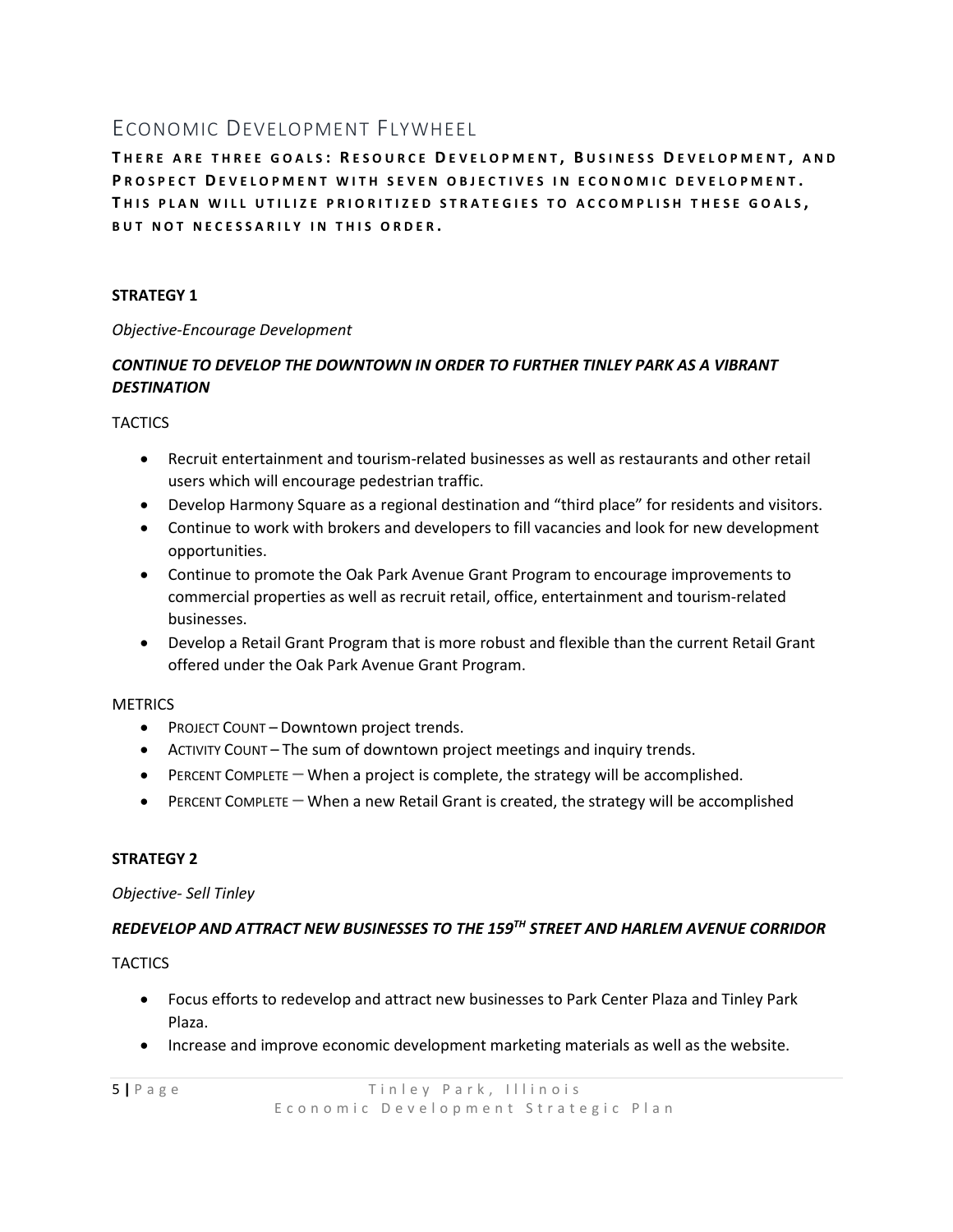## Economic Development Flywheel

**There are three goals: Resource Development, Business Development, and Prospect Development with seven objectives in economic development. This plan will utilize prioritized strategies to accomplish these goals, but not necessarily in this order.**

**STRATEGY 1**

*Objective-Encourage Development*

***CONTINUE TO DEVELOP THE DOWNTOWN IN ORDER TO FURTHER TINLEY PARK AS A VIBRANT DESTINATION***

TACTICS

- Recruit entertainment and tourism-related businesses as well as restaurants and other retail users which will encourage pedestrian traffic.
- Develop Harmony Square as a regional destination and "third place" for residents and visitors.
- Continue to work with brokers and developers to fill vacancies and look for new development opportunities.
- Continue to promote the Oak Park Avenue Grant Program to encourage improvements to commercial properties as well as recruit retail, office, entertainment and tourism-related businesses.
- Develop a Retail Grant Program that is more robust and flexible than the current Retail Grant offered under the Oak Park Avenue Grant Program.

METRICS

- Project Count – Downtown project trends.
- Activity Count – The sum of downtown project meetings and inquiry trends.
- Percent Complete – When a project is complete, the strategy will be accomplished.
- Percent Complete – When a new Retail Grant is created, the strategy will be accomplished

**STRATEGY 2**

*Objective- Sell Tinley*

***REDEVELOP AND ATTRACT NEW BUSINESSES TO THE 159TH STREET AND HARLEM AVENUE CORRIDOR***

TACTICS

- Focus efforts to redevelop and attract new businesses to Park Center Plaza and Tinley Park Plaza.
- Increase and improve economic development marketing materials as well as the website.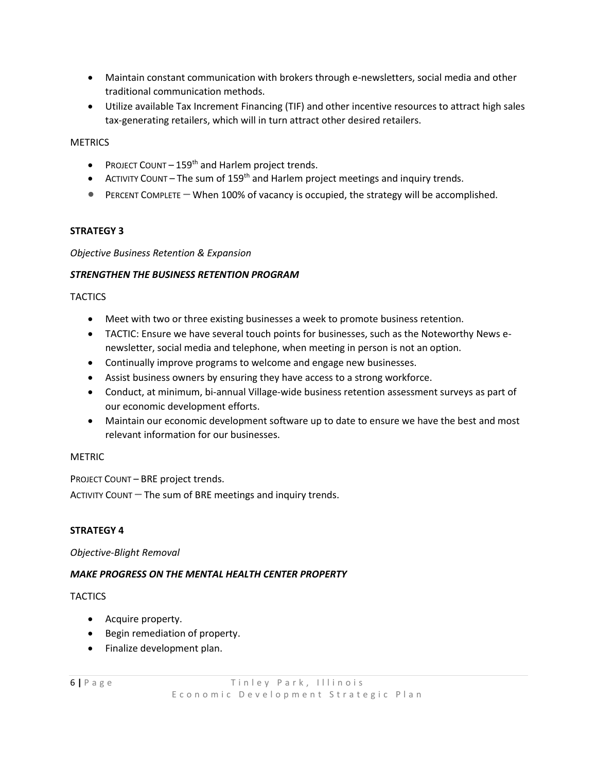- Maintain constant communication with brokers through e-newsletters, social media and other traditional communication methods.
- Utilize available Tax Increment Financing (TIF) and other incentive resources to attract high sales tax-generating retailers, which will in turn attract other desired retailers.

METRICS

- PROJECT COUNT – 159th and Harlem project trends.
- ACTIVITY COUNT – The sum of 159th and Harlem project meetings and inquiry trends.
- PERCENT COMPLETE – When 100% of vacancy is occupied, the strategy will be accomplished.

**STRATEGY 3**

*Objective Business Retention & Expansion*

***STRENGTHEN THE BUSINESS RETENTION PROGRAM***

TACTICS

- Meet with two or three existing businesses a week to promote business retention.
- TACTIC: Ensure we have several touch points for businesses, such as the Noteworthy News e-newsletter, social media and telephone, when meeting in person is not an option.
- Continually improve programs to welcome and engage new businesses.
- Assist business owners by ensuring they have access to a strong workforce.
- Conduct, at minimum, bi-annual Village-wide business retention assessment surveys as part of our economic development efforts.
- Maintain our economic development software up to date to ensure we have the best and most relevant information for our businesses.

METRIC

PROJECT COUNT – BRE project trends.
ACTIVITY COUNT – The sum of BRE meetings and inquiry trends.

**STRATEGY 4**

*Objective-Blight Removal*

***MAKE PROGRESS ON THE MENTAL HEALTH CENTER PROPERTY***

TACTICS

- Acquire property.
- Begin remediation of property.
- Finalize development plan.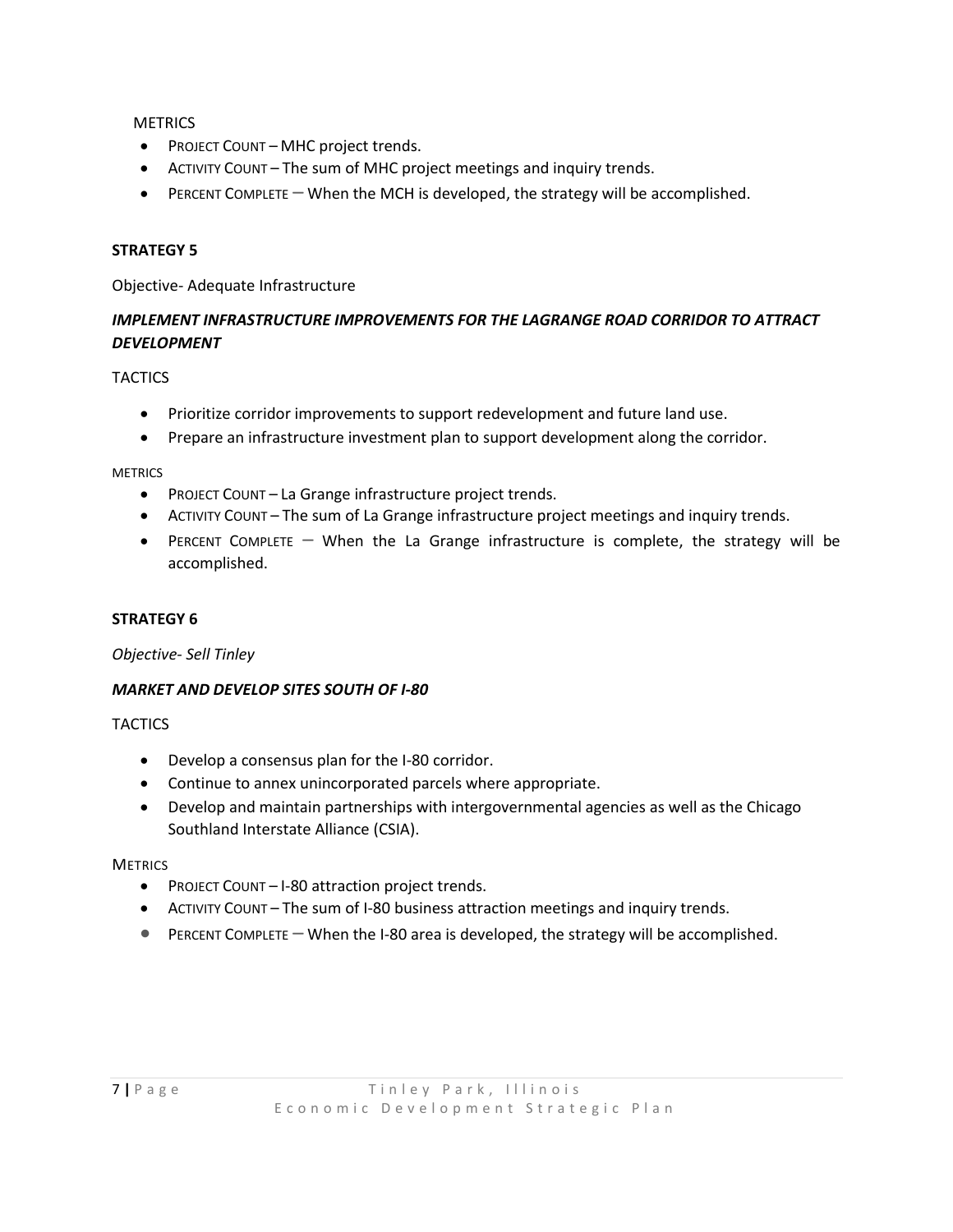METRICS

- PROJECT COUNT – MHC project trends.
- ACTIVITY COUNT – The sum of MHC project meetings and inquiry trends.
- PERCENT COMPLETE – When the MCH is developed, the strategy will be accomplished.

**STRATEGY 5**

Objective- Adequate Infrastructure

***IMPLEMENT INFRASTRUCTURE IMPROVEMENTS FOR THE LAGRANGE ROAD CORRIDOR TO ATTRACT DEVELOPMENT***

TACTICS

- Prioritize corridor improvements to support redevelopment and future land use.
- Prepare an infrastructure investment plan to support development along the corridor.

METRICS

- PROJECT COUNT – La Grange infrastructure project trends.
- ACTIVITY COUNT – The sum of La Grange infrastructure project meetings and inquiry trends.
- PERCENT COMPLETE – When the La Grange infrastructure is complete, the strategy will be accomplished.

**STRATEGY 6**

*Objective- Sell Tinley*

***MARKET AND DEVELOP SITES SOUTH OF I-80***

TACTICS

- Develop a consensus plan for the I-80 corridor.
- Continue to annex unincorporated parcels where appropriate.
- Develop and maintain partnerships with intergovernmental agencies as well as the Chicago Southland Interstate Alliance (CSIA).

METRICS

- PROJECT COUNT – I-80 attraction project trends.
- ACTIVITY COUNT – The sum of I-80 business attraction meetings and inquiry trends.
- PERCENT COMPLETE – When the I-80 area is developed, the strategy will be accomplished.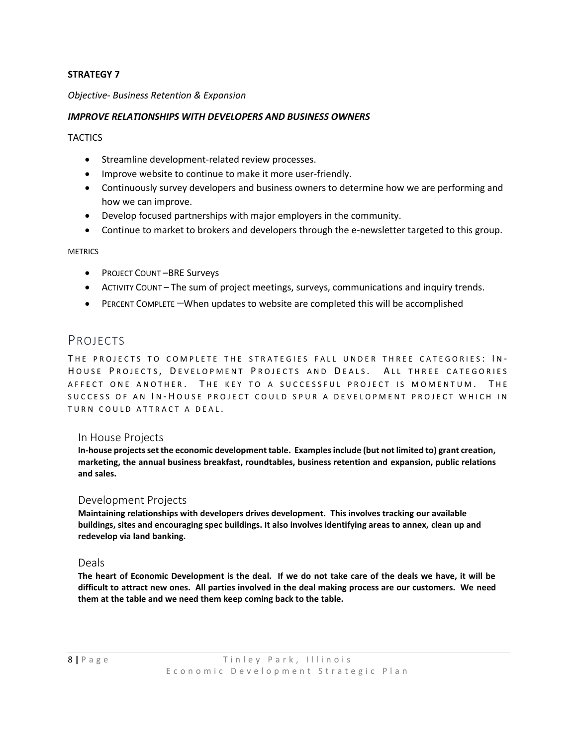**STRATEGY 7**

*Objective- Business Retention & Expansion*

***IMPROVE RELATIONSHIPS WITH DEVELOPERS AND BUSINESS OWNERS***

TACTICS

- Streamline development-related review processes.
- Improve website to continue to make it more user-friendly.
- Continuously survey developers and business owners to determine how we are performing and how we can improve.
- Develop focused partnerships with major employers in the community.
- Continue to market to brokers and developers through the e-newsletter targeted to this group.

METRICS

- PROJECT COUNT –BRE Surveys
- ACTIVITY COUNT – The sum of project meetings, surveys, communications and inquiry trends.
- PERCENT COMPLETE –When updates to website are completed this will be accomplished

# PROJECTS

THE PROJECTS TO COMPLETE THE STRATEGIES FALL UNDER THREE CATEGORIES: IN-HOUSE PROJECTS, DEVELOPMENT PROJECTS AND DEALS. ALL THREE CATEGORIES AFFECT ONE ANOTHER. THE KEY TO A SUCCESSFUL PROJECT IS MOMENTUM. THE SUCCESS OF AN IN-HOUSE PROJECT COULD SPUR A DEVELOPMENT PROJECT WHICH IN TURN COULD ATTRACT A DEAL.

## In House Projects

**In-house projects set the economic development table. Examples include (but not limited to) grant creation, marketing, the annual business breakfast, roundtables, business retention and expansion, public relations and sales.**

## Development Projects

**Maintaining relationships with developers drives development. This involves tracking our available buildings, sites and encouraging spec buildings. It also involves identifying areas to annex, clean up and redevelop via land banking.**

## Deals

**The heart of Economic Development is the deal. If we do not take care of the deals we have, it will be difficult to attract new ones. All parties involved in the deal making process are our customers. We need them at the table and we need them keep coming back to the table.**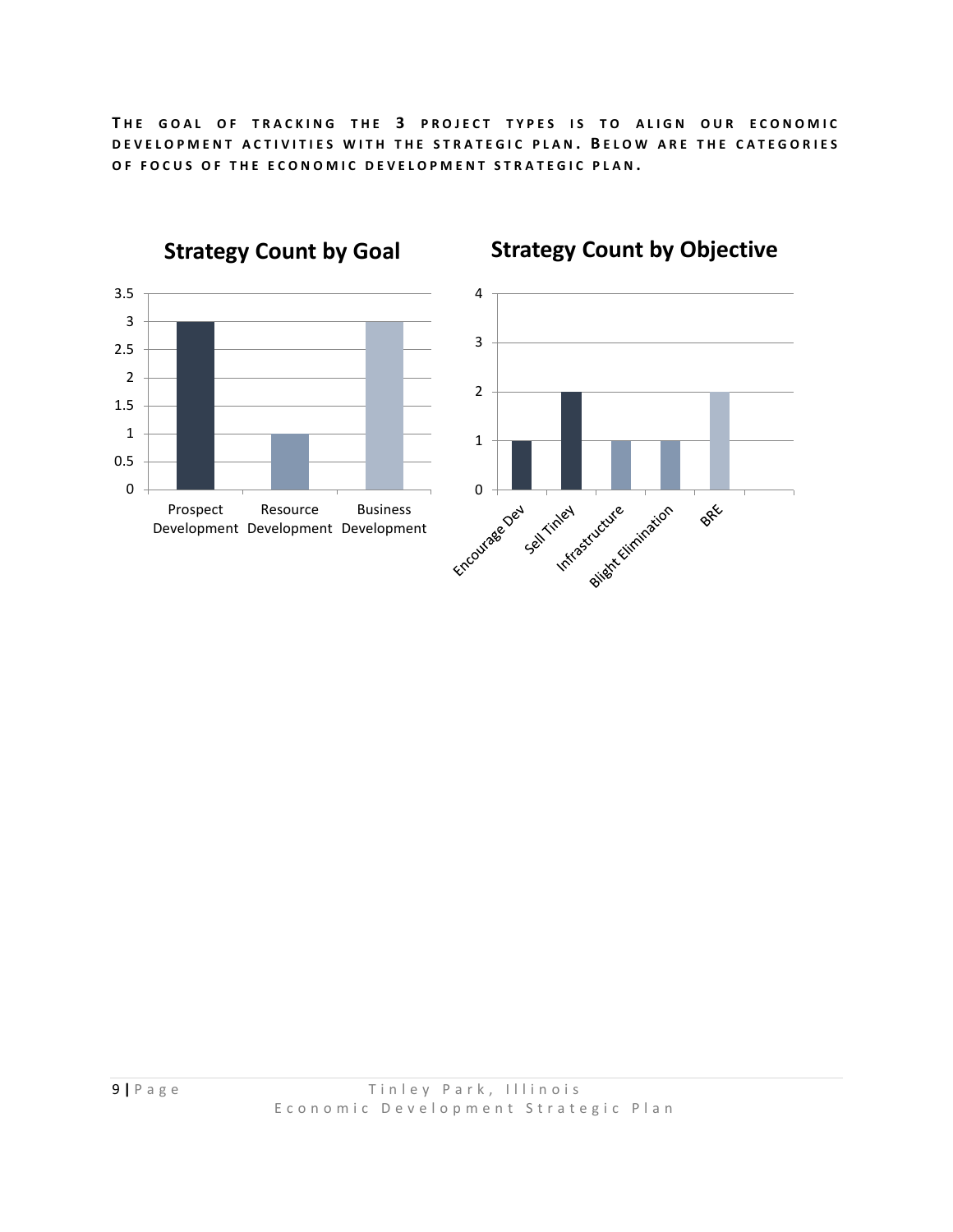**THE GOAL OF TRACKING THE 3 PROJECT TYPES IS TO ALIGN OUR ECONOMIC DEVELOPMENT ACTIVITIES WITH THE STRATEGIC PLAN. BELOW ARE THE CATEGORIES OF FOCUS OF THE ECONOMIC DEVELOPMENT STRATEGIC PLAN.**

**Strategy Count by Goal**

3.5
3
2.5
2
1.5
1
0.5
0

Prospect Development
Resource Development
Business Development

**Strategy Count by Objective**

4
3
2
1
0

Encourage Dev
Sell Tinley
Infrastructure
Blight Elimination
BRE